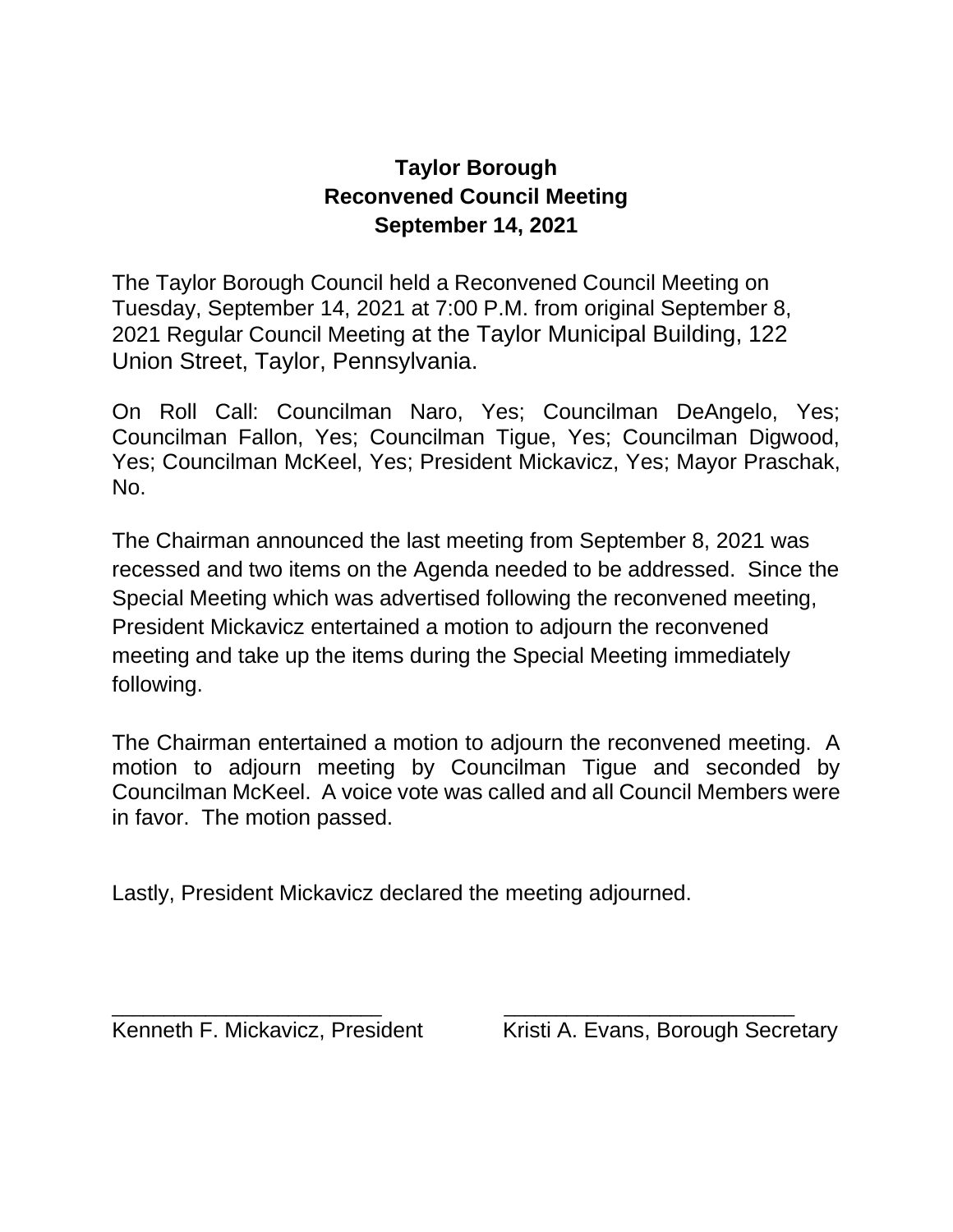**Taylor Borough**
**Reconvened Council Meeting**
**September 14, 2021**

The Taylor Borough Council held a Reconvened Council Meeting on Tuesday, September 14, 2021 at 7:00 P.M. from original September 8, 2021 Regular Council Meeting at the Taylor Municipal Building, 122 Union Street, Taylor, Pennsylvania.

On Roll Call: Councilman Naro, Yes; Councilman DeAngelo, Yes; Councilman Fallon, Yes; Councilman Tigue, Yes; Councilman Digwood, Yes; Councilman McKeel, Yes; President Mickavicz, Yes; Mayor Praschak, No.

The Chairman announced the last meeting from September 8, 2021 was recessed and two items on the Agenda needed to be addressed. Since the Special Meeting which was advertised following the reconvened meeting, President Mickavicz entertained a motion to adjourn the reconvened meeting and take up the items during the Special Meeting immediately following.

The Chairman entertained a motion to adjourn the reconvened meeting. A motion to adjourn meeting by Councilman Tigue and seconded by Councilman McKeel. A voice vote was called and all Council Members were in favor. The motion passed.

Lastly, President Mickavicz declared the meeting adjourned.

\_\_\_\_\_\_\_\_\_\_\_\_\_\_\_\_\_\_\_\_\_\_\_ \_\_\_\_\_\_\_\_\_\_\_\_\_\_\_\_\_\_\_\_\_\_\_\_\_
Kenneth F. Mickavicz, President Kristi A. Evans, Borough Secretary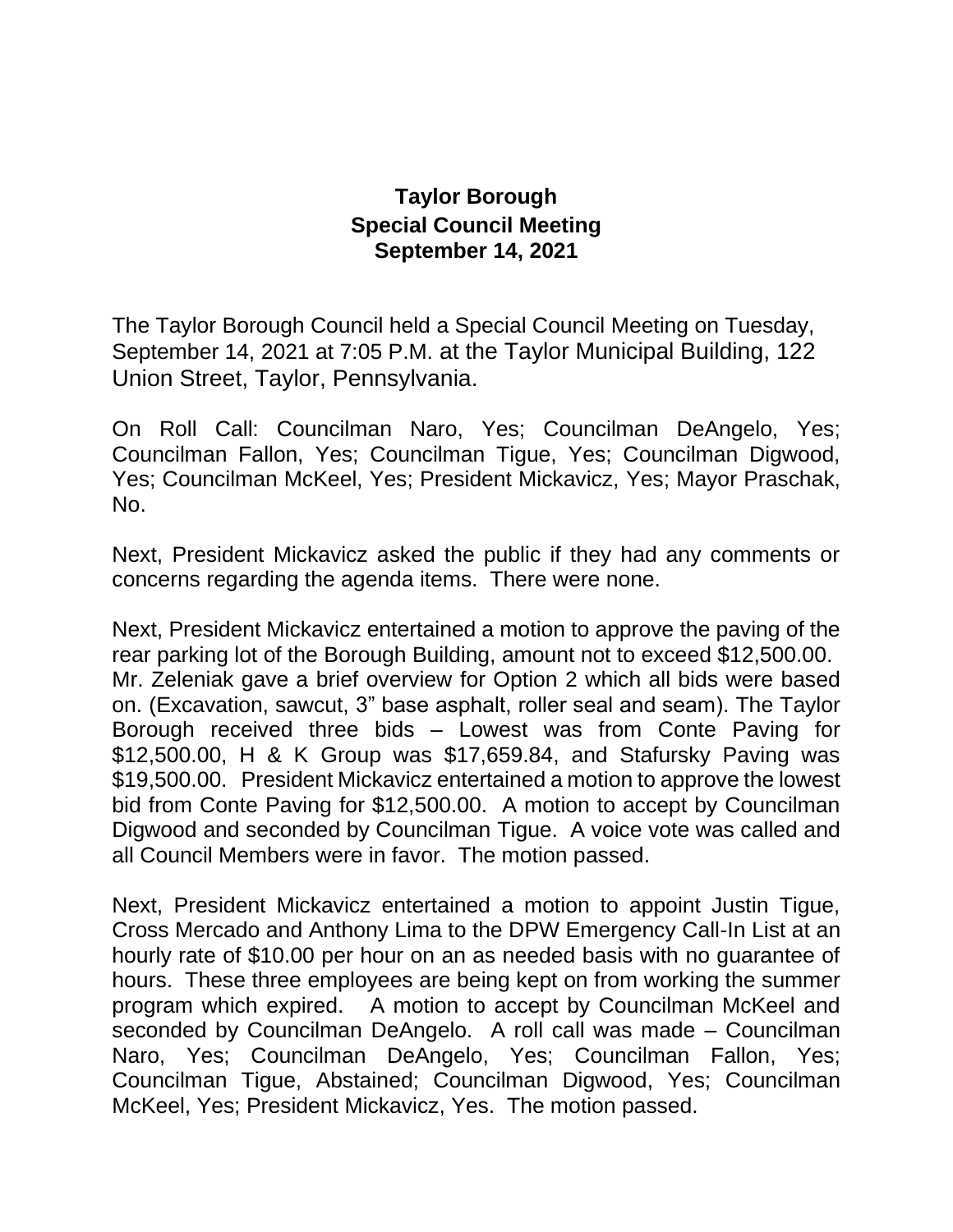**Taylor Borough**
**Special Council Meeting**
**September 14, 2021**

The Taylor Borough Council held a Special Council Meeting on Tuesday, September 14, 2021 at 7:05 P.M. at the Taylor Municipal Building, 122 Union Street, Taylor, Pennsylvania.

On Roll Call: Councilman Naro, Yes; Councilman DeAngelo, Yes; Councilman Fallon, Yes; Councilman Tigue, Yes; Councilman Digwood, Yes; Councilman McKeel, Yes; President Mickavicz, Yes; Mayor Praschak, No.

Next, President Mickavicz asked the public if they had any comments or concerns regarding the agenda items. There were none.

Next, President Mickavicz entertained a motion to approve the paving of the rear parking lot of the Borough Building, amount not to exceed $12,500.00. Mr. Zeleniak gave a brief overview for Option 2 which all bids were based on. (Excavation, sawcut, 3" base asphalt, roller seal and seam). The Taylor Borough received three bids – Lowest was from Conte Paving for $12,500.00, H & K Group was $17,659.84, and Stafursky Paving was $19,500.00. President Mickavicz entertained a motion to approve the lowest bid from Conte Paving for $12,500.00. A motion to accept by Councilman Digwood and seconded by Councilman Tigue. A voice vote was called and all Council Members were in favor. The motion passed.

Next, President Mickavicz entertained a motion to appoint Justin Tigue, Cross Mercado and Anthony Lima to the DPW Emergency Call-In List at an hourly rate of $10.00 per hour on an as needed basis with no guarantee of hours. These three employees are being kept on from working the summer program which expired. A motion to accept by Councilman McKeel and seconded by Councilman DeAngelo. A roll call was made – Councilman Naro, Yes; Councilman DeAngelo, Yes; Councilman Fallon, Yes; Councilman Tigue, Abstained; Councilman Digwood, Yes; Councilman McKeel, Yes; President Mickavicz, Yes. The motion passed.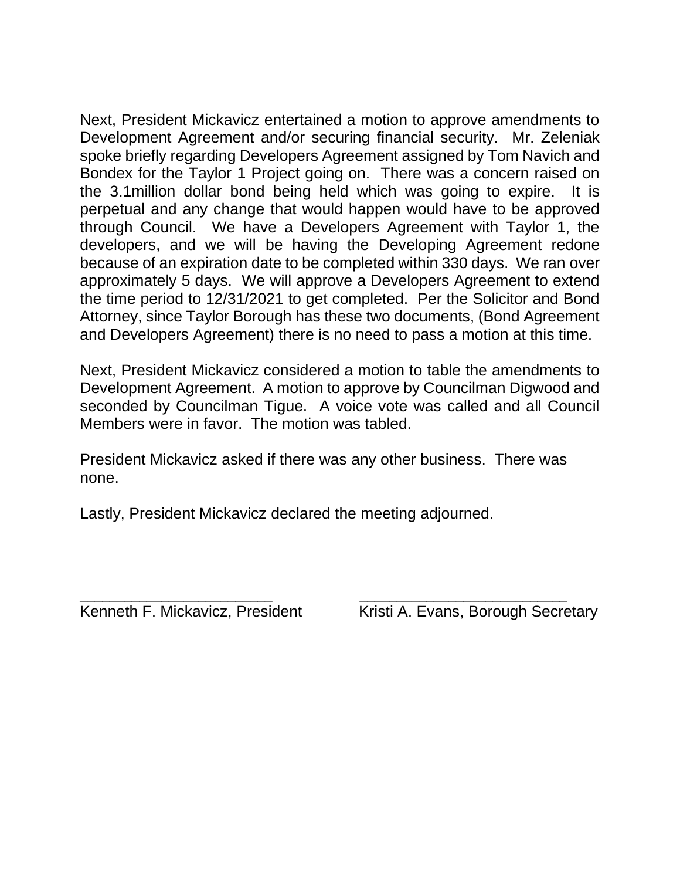Next, President Mickavicz entertained a motion to approve amendments to Development Agreement and/or securing financial security. Mr. Zeleniak spoke briefly regarding Developers Agreement assigned by Tom Navich and Bondex for the Taylor 1 Project going on. There was a concern raised on the 3.1million dollar bond being held which was going to expire. It is perpetual and any change that would happen would have to be approved through Council. We have a Developers Agreement with Taylor 1, the developers, and we will be having the Developing Agreement redone because of an expiration date to be completed within 330 days. We ran over approximately 5 days. We will approve a Developers Agreement to extend the time period to 12/31/2021 to get completed. Per the Solicitor and Bond Attorney, since Taylor Borough has these two documents, (Bond Agreement and Developers Agreement) there is no need to pass a motion at this time.

Next, President Mickavicz considered a motion to table the amendments to Development Agreement. A motion to approve by Councilman Digwood and seconded by Councilman Tigue. A voice vote was called and all Council Members were in favor. The motion was tabled.

President Mickavicz asked if there was any other business. There was none.

Lastly, President Mickavicz declared the meeting adjourned.

_______________________ _________________________

Kenneth F. Mickavicz, President Kristi A. Evans, Borough Secretary